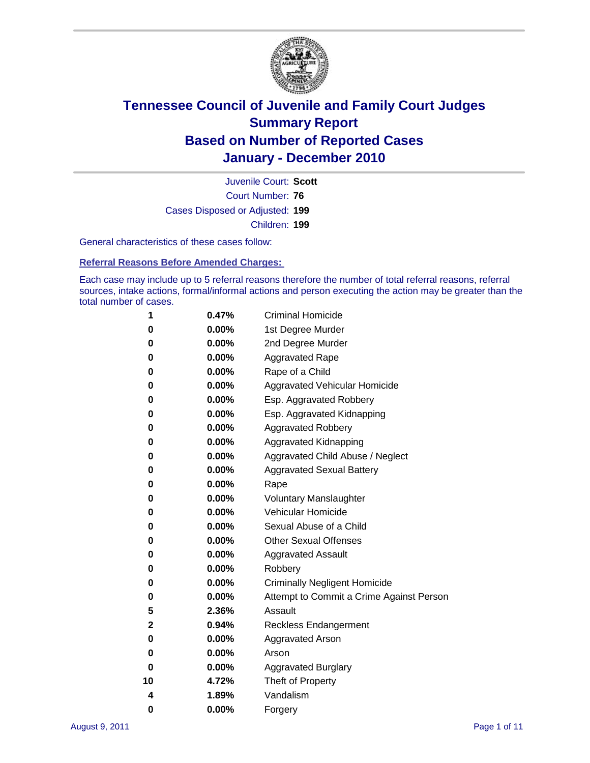# Tennessee Council of Juvenile and Family Court Judges
# Summary Report
# Based on Number of Reported Cases
# January - December 2010

Juvenile Court: **Scott**
Court Number: **76**
Cases Disposed or Adjusted: **199**
Children: **199**

General characteristics of these cases follow:

### Referral Reasons Before Amended Charges:

Each case may include up to 5 referral reasons therefore the number of total referral reasons, referral sources, intake actions, formal/informal actions and person executing the action may be greater than the total number of cases.

| Count | Percent | Referral Reason |
|---|---|---|
| 1 | 0.47% | Criminal Homicide |
| 0 | 0.00% | 1st Degree Murder |
| 0 | 0.00% | 2nd Degree Murder |
| 0 | 0.00% | Aggravated Rape |
| 0 | 0.00% | Rape of a Child |
| 0 | 0.00% | Aggravated Vehicular Homicide |
| 0 | 0.00% | Esp. Aggravated Robbery |
| 0 | 0.00% | Esp. Aggravated Kidnapping |
| 0 | 0.00% | Aggravated Robbery |
| 0 | 0.00% | Aggravated Kidnapping |
| 0 | 0.00% | Aggravated Child Abuse / Neglect |
| 0 | 0.00% | Aggravated Sexual Battery |
| 0 | 0.00% | Rape |
| 0 | 0.00% | Voluntary Manslaughter |
| 0 | 0.00% | Vehicular Homicide |
| 0 | 0.00% | Sexual Abuse of a Child |
| 0 | 0.00% | Other Sexual Offenses |
| 0 | 0.00% | Aggravated Assault |
| 0 | 0.00% | Robbery |
| 0 | 0.00% | Criminally Negligent Homicide |
| 0 | 0.00% | Attempt to Commit a Crime Against Person |
| 5 | 2.36% | Assault |
| 2 | 0.94% | Reckless Endangerment |
| 0 | 0.00% | Aggravated Arson |
| 0 | 0.00% | Arson |
| 0 | 0.00% | Aggravated Burglary |
| 10 | 4.72% | Theft of Property |
| 4 | 1.89% | Vandalism |
| 0 | 0.00% | Forgery |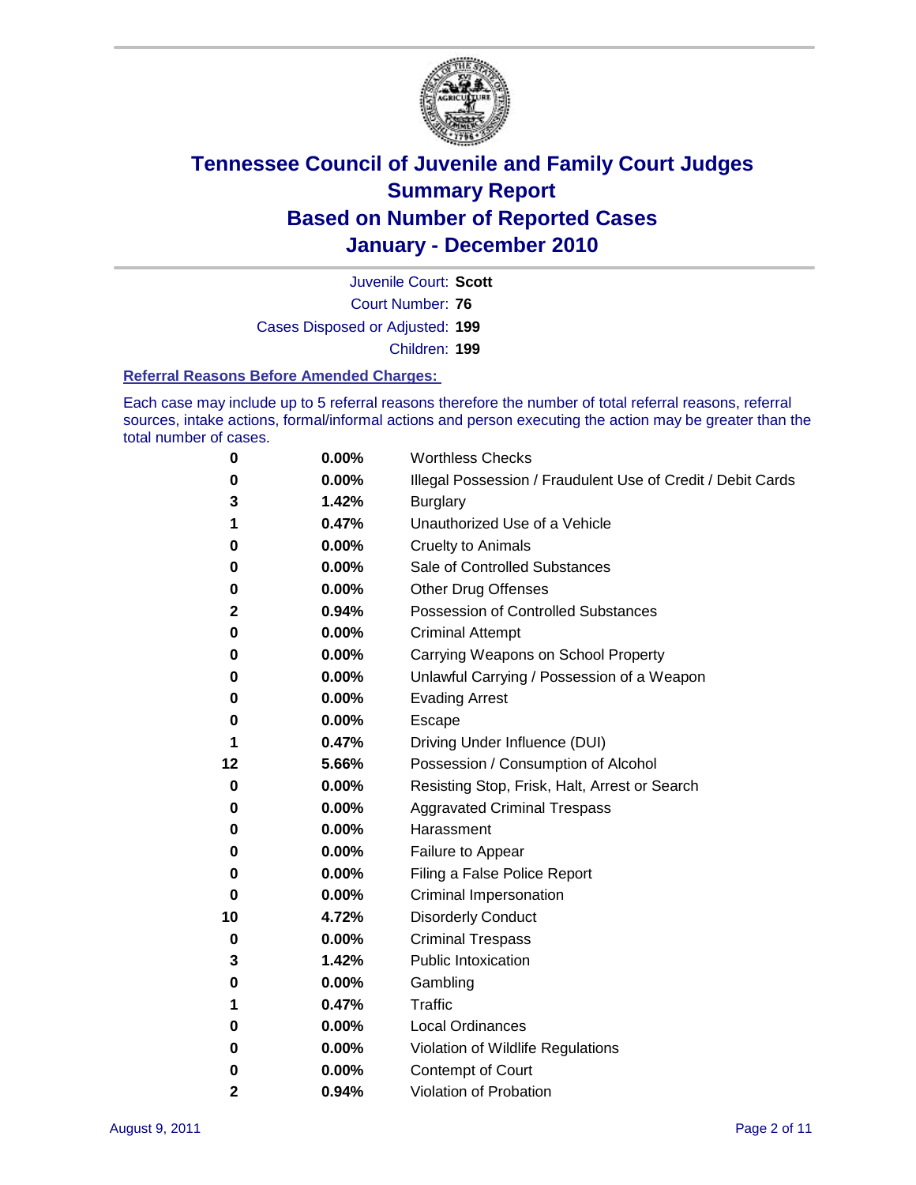# Tennessee Council of Juvenile and Family Court Judges
# Summary Report
# Based on Number of Reported Cases
# January - December 2010

Juvenile Court: **Scott**
Court Number: **76**
Cases Disposed or Adjusted: **199**
Children: **199**

### Referral Reasons Before Amended Charges:

Each case may include up to 5 referral reasons therefore the number of total referral reasons, referral sources, intake actions, formal/informal actions and person executing the action may be greater than the total number of cases.

| | | |
|---|---|---|
| **0** | **0.00%** | Worthless Checks |
| **0** | **0.00%** | Illegal Possession / Fraudulent Use of Credit / Debit Cards |
| **3** | **1.42%** | Burglary |
| **1** | **0.47%** | Unauthorized Use of a Vehicle |
| **0** | **0.00%** | Cruelty to Animals |
| **0** | **0.00%** | Sale of Controlled Substances |
| **0** | **0.00%** | Other Drug Offenses |
| **2** | **0.94%** | Possession of Controlled Substances |
| **0** | **0.00%** | Criminal Attempt |
| **0** | **0.00%** | Carrying Weapons on School Property |
| **0** | **0.00%** | Unlawful Carrying / Possession of a Weapon |
| **0** | **0.00%** | Evading Arrest |
| **0** | **0.00%** | Escape |
| **1** | **0.47%** | Driving Under Influence (DUI) |
| **12** | **5.66%** | Possession / Consumption of Alcohol |
| **0** | **0.00%** | Resisting Stop, Frisk, Halt, Arrest or Search |
| **0** | **0.00%** | Aggravated Criminal Trespass |
| **0** | **0.00%** | Harassment |
| **0** | **0.00%** | Failure to Appear |
| **0** | **0.00%** | Filing a False Police Report |
| **0** | **0.00%** | Criminal Impersonation |
| **10** | **4.72%** | Disorderly Conduct |
| **0** | **0.00%** | Criminal Trespass |
| **3** | **1.42%** | Public Intoxication |
| **0** | **0.00%** | Gambling |
| **1** | **0.47%** | Traffic |
| **0** | **0.00%** | Local Ordinances |
| **0** | **0.00%** | Violation of Wildlife Regulations |
| **0** | **0.00%** | Contempt of Court |
| **2** | **0.94%** | Violation of Probation |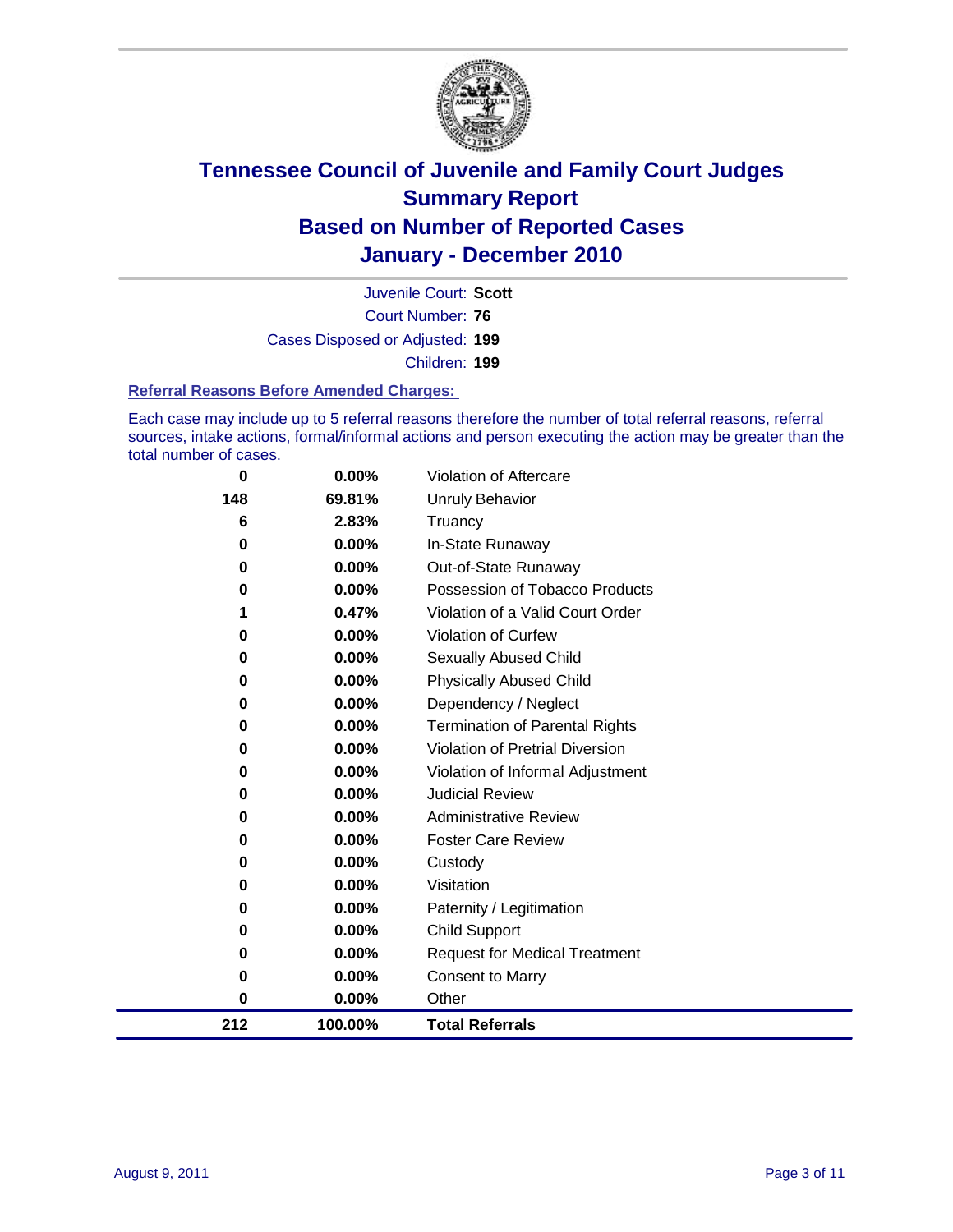# Tennessee Council of Juvenile and Family Court Judges
## Summary Report
## Based on Number of Reported Cases
## January - December 2010

Juvenile Court: **Scott**
Court Number: **76**
Cases Disposed or Adjusted: **199**
Children: **199**

### Referral Reasons Before Amended Charges:

Each case may include up to 5 referral reasons therefore the number of total referral reasons, referral sources, intake actions, formal/informal actions and person executing the action may be greater than the total number of cases.

| Count | Percent | Referral Reason |
|---|---|---|
| 0 | 0.00% | Violation of Aftercare |
| 148 | 69.81% | Unruly Behavior |
| 6 | 2.83% | Truancy |
| 0 | 0.00% | In-State Runaway |
| 0 | 0.00% | Out-of-State Runaway |
| 0 | 0.00% | Possession of Tobacco Products |
| 1 | 0.47% | Violation of a Valid Court Order |
| 0 | 0.00% | Violation of Curfew |
| 0 | 0.00% | Sexually Abused Child |
| 0 | 0.00% | Physically Abused Child |
| 0 | 0.00% | Dependency / Neglect |
| 0 | 0.00% | Termination of Parental Rights |
| 0 | 0.00% | Violation of Pretrial Diversion |
| 0 | 0.00% | Violation of Informal Adjustment |
| 0 | 0.00% | Judicial Review |
| 0 | 0.00% | Administrative Review |
| 0 | 0.00% | Foster Care Review |
| 0 | 0.00% | Custody |
| 0 | 0.00% | Visitation |
| 0 | 0.00% | Paternity / Legitimation |
| 0 | 0.00% | Child Support |
| 0 | 0.00% | Request for Medical Treatment |
| 0 | 0.00% | Consent to Marry |
| 0 | 0.00% | Other |
| **212** | **100.00%** | **Total Referrals** |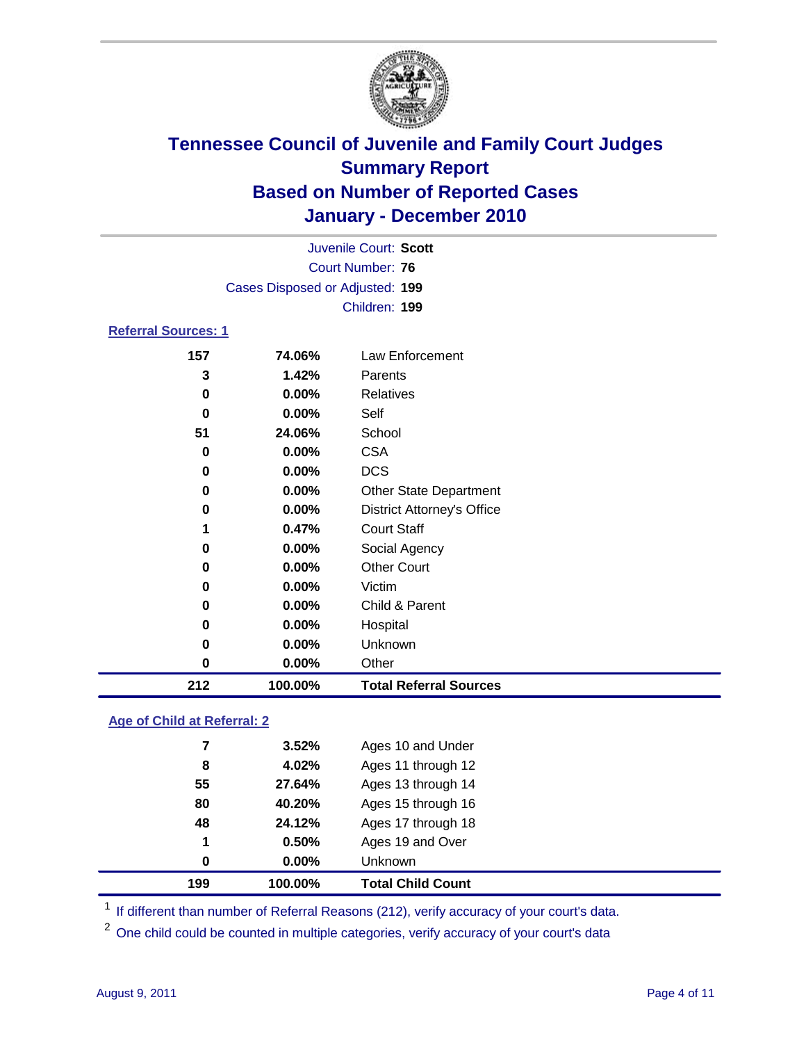# Tennessee Council of Juvenile and Family Court Judges
## Summary Report
## Based on Number of Reported Cases
## January - December 2010

Juvenile Court: **Scott**
Court Number: **76**
Cases Disposed or Adjusted: **199**
Children: **199**

### Referral Sources: 1

| | | |
|---|---|---|
| 157 | 74.06% | Law Enforcement |
| 3 | 1.42% | Parents |
| 0 | 0.00% | Relatives |
| 0 | 0.00% | Self |
| 51 | 24.06% | School |
| 0 | 0.00% | CSA |
| 0 | 0.00% | DCS |
| 0 | 0.00% | Other State Department |
| 0 | 0.00% | District Attorney's Office |
| 1 | 0.47% | Court Staff |
| 0 | 0.00% | Social Agency |
| 0 | 0.00% | Other Court |
| 0 | 0.00% | Victim |
| 0 | 0.00% | Child & Parent |
| 0 | 0.00% | Hospital |
| 0 | 0.00% | Unknown |
| 0 | 0.00% | Other |
| **212** | **100.00%** | **Total Referral Sources** |

### Age of Child at Referral: 2

| | | |
|---|---|---|
| 7 | 3.52% | Ages 10 and Under |
| 8 | 4.02% | Ages 11 through 12 |
| 55 | 27.64% | Ages 13 through 14 |
| 80 | 40.20% | Ages 15 through 16 |
| 48 | 24.12% | Ages 17 through 18 |
| 1 | 0.50% | Ages 19 and Over |
| 0 | 0.00% | Unknown |
| **199** | **100.00%** | **Total Child Count** |

[1] If different than number of Referral Reasons (212), verify accuracy of your court's data.

[2] One child could be counted in multiple categories, verify accuracy of your court's data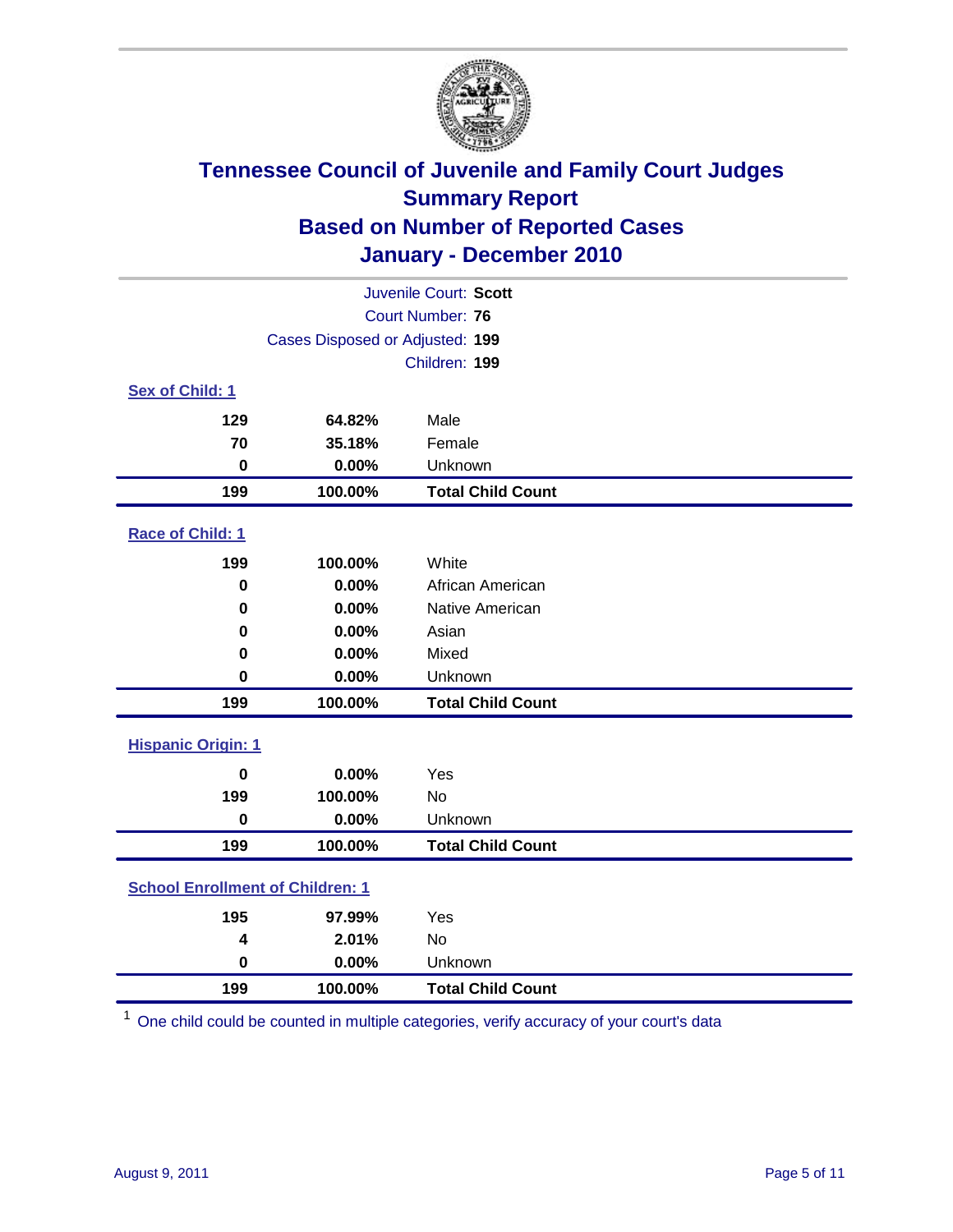# Tennessee Council of Juvenile and Family Court Judges
## Summary Report
## Based on Number of Reported Cases
## January - December 2010

Juvenile Court: **Scott**
Court Number: **76**
Cases Disposed or Adjusted: **199**
Children: **199**

### Sex of Child: 1

| | | |
|---|---|---|
| 129 | 64.82% | Male |
| 70 | 35.18% | Female |
| 0 | 0.00% | Unknown |
| **199** | **100.00%** | **Total Child Count** |

### Race of Child: 1

| | | |
|---|---|---|
| 199 | 100.00% | White |
| 0 | 0.00% | African American |
| 0 | 0.00% | Native American |
| 0 | 0.00% | Asian |
| 0 | 0.00% | Mixed |
| 0 | 0.00% | Unknown |
| **199** | **100.00%** | **Total Child Count** |

### Hispanic Origin: 1

| | | |
|---|---|---|
| 0 | 0.00% | Yes |
| 199 | 100.00% | No |
| 0 | 0.00% | Unknown |
| **199** | **100.00%** | **Total Child Count** |

### School Enrollment of Children: 1

| | | |
|---|---|---|
| 195 | 97.99% | Yes |
| 4 | 2.01% | No |
| 0 | 0.00% | Unknown |
| **199** | **100.00%** | **Total Child Count** |

[1] One child could be counted in multiple categories, verify accuracy of your court's data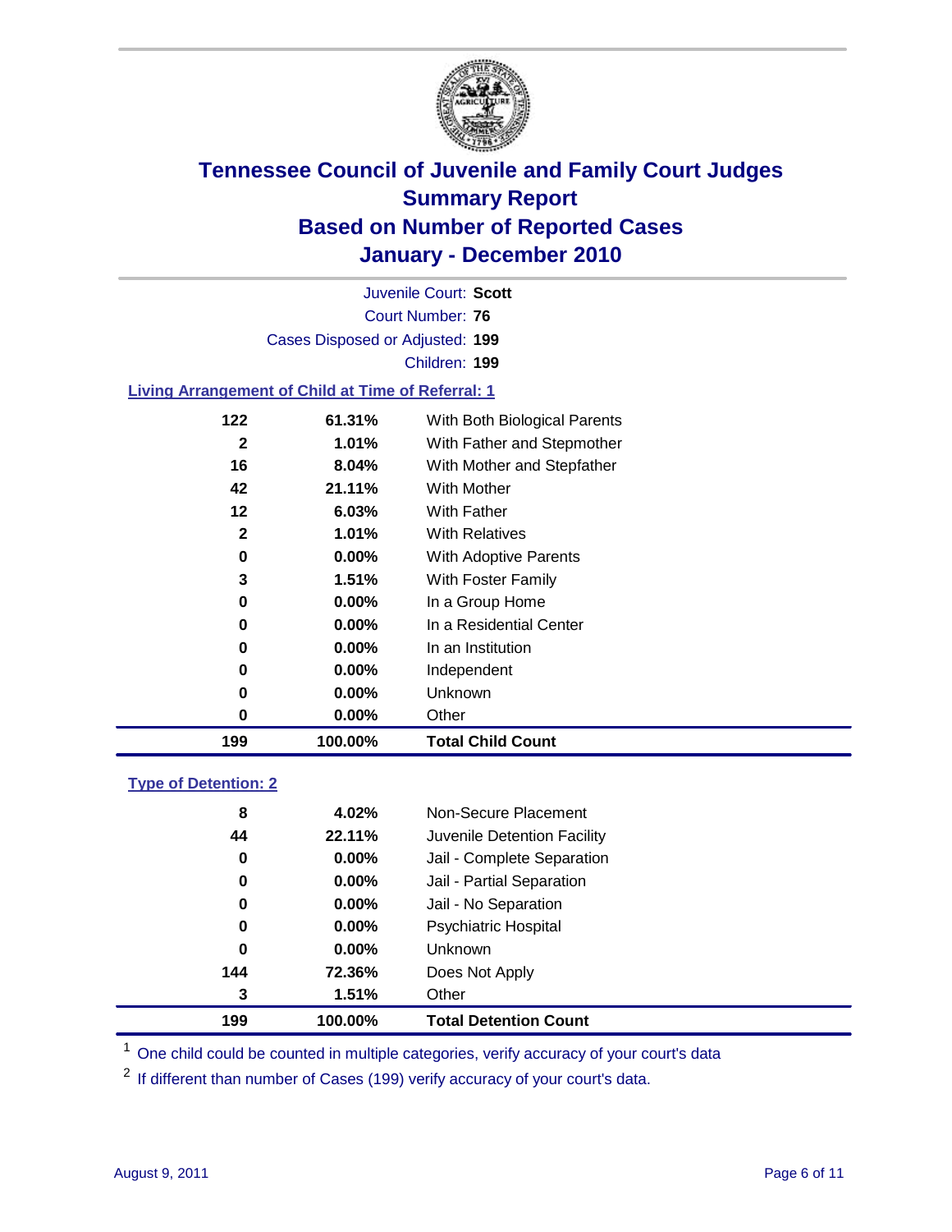# Tennessee Council of Juvenile and Family Court Judges
## Summary Report
## Based on Number of Reported Cases
## January - December 2010

Juvenile Court: **Scott**
Court Number: **76**
Cases Disposed or Adjusted: **199**
Children: **199**

### Living Arrangement of Child at Time of Referral: 1

| | | |
|---|---|---|
| 122 | 61.31% | With Both Biological Parents |
| 2 | 1.01% | With Father and Stepmother |
| 16 | 8.04% | With Mother and Stepfather |
| 42 | 21.11% | With Mother |
| 12 | 6.03% | With Father |
| 2 | 1.01% | With Relatives |
| 0 | 0.00% | With Adoptive Parents |
| 3 | 1.51% | With Foster Family |
| 0 | 0.00% | In a Group Home |
| 0 | 0.00% | In a Residential Center |
| 0 | 0.00% | In an Institution |
| 0 | 0.00% | Independent |
| 0 | 0.00% | Unknown |
| 0 | 0.00% | Other |
| **199** | **100.00%** | **Total Child Count** |

### Type of Detention: 2

| | | |
|---|---|---|
| 8 | 4.02% | Non-Secure Placement |
| 44 | 22.11% | Juvenile Detention Facility |
| 0 | 0.00% | Jail - Complete Separation |
| 0 | 0.00% | Jail - Partial Separation |
| 0 | 0.00% | Jail - No Separation |
| 0 | 0.00% | Psychiatric Hospital |
| 0 | 0.00% | Unknown |
| 144 | 72.36% | Does Not Apply |
| 3 | 1.51% | Other |
| **199** | **100.00%** | **Total Detention Count** |

[1] One child could be counted in multiple categories, verify accuracy of your court's data

[2] If different than number of Cases (199) verify accuracy of your court's data.

August 9, 2011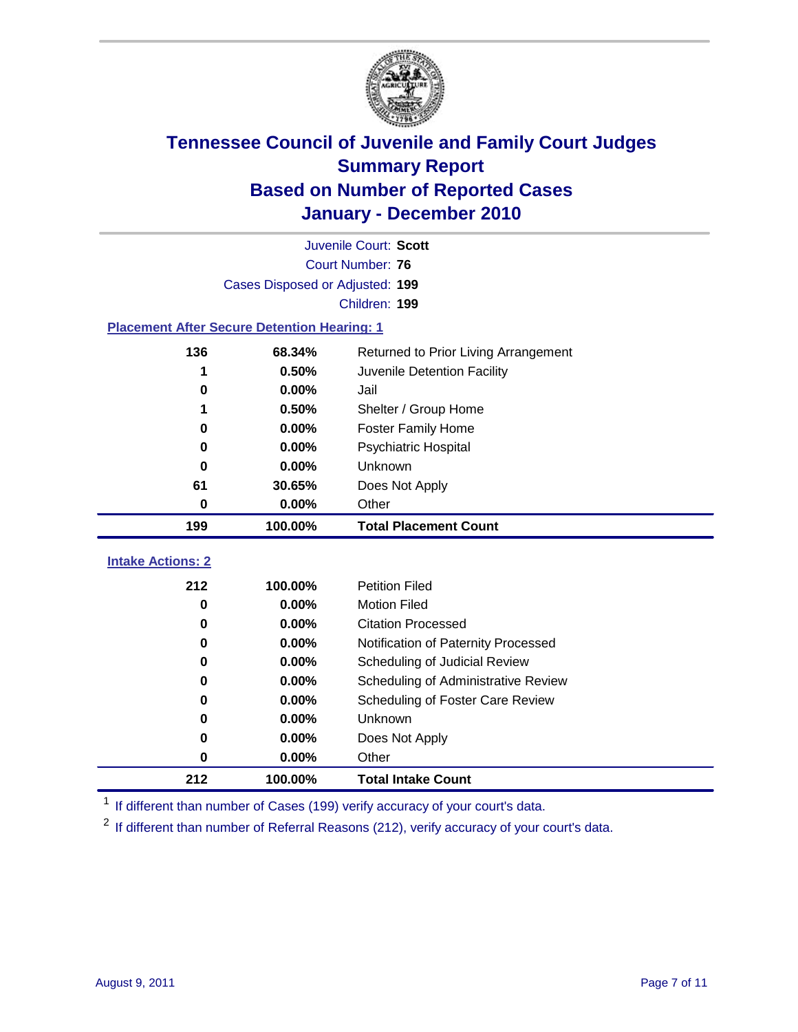# Tennessee Council of Juvenile and Family Court Judges
## Summary Report
## Based on Number of Reported Cases
## January - December 2010

Juvenile Court: **Scott**
Court Number: **76**
Cases Disposed or Adjusted: **199**
Children: **199**

### Placement After Secure Detention Hearing: 1

| Count | Percent | Placement |
|---|---|---|
| 136 | 68.34% | Returned to Prior Living Arrangement |
| 1 | 0.50% | Juvenile Detention Facility |
| 0 | 0.00% | Jail |
| 1 | 0.50% | Shelter / Group Home |
| 0 | 0.00% | Foster Family Home |
| 0 | 0.00% | Psychiatric Hospital |
| 0 | 0.00% | Unknown |
| 61 | 30.65% | Does Not Apply |
| 0 | 0.00% | Other |
| **199** | **100.00%** | **Total Placement Count** |

### Intake Actions: 2

| Count | Percent | Action |
|---|---|---|
| 212 | 100.00% | Petition Filed |
| 0 | 0.00% | Motion Filed |
| 0 | 0.00% | Citation Processed |
| 0 | 0.00% | Notification of Paternity Processed |
| 0 | 0.00% | Scheduling of Judicial Review |
| 0 | 0.00% | Scheduling of Administrative Review |
| 0 | 0.00% | Scheduling of Foster Care Review |
| 0 | 0.00% | Unknown |
| 0 | 0.00% | Does Not Apply |
| 0 | 0.00% | Other |
| **212** | **100.00%** | **Total Intake Count** |

[1] If different than number of Cases (199) verify accuracy of your court's data.

[2] If different than number of Referral Reasons (212), verify accuracy of your court's data.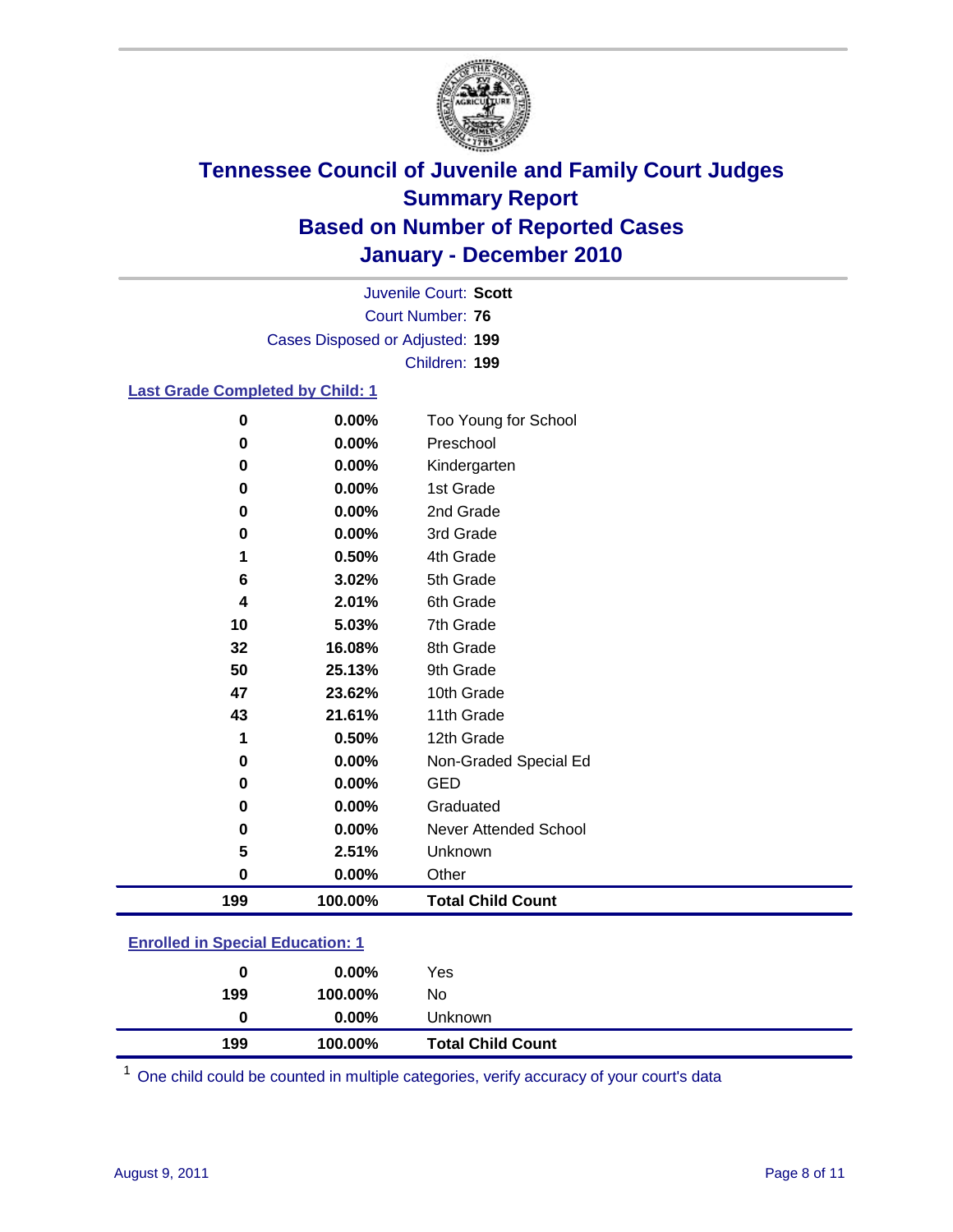# Tennessee Council of Juvenile and Family Court Judges
## Summary Report
## Based on Number of Reported Cases
## January - December 2010

Juvenile Court: **Scott**
Court Number: **76**
Cases Disposed or Adjusted: **199**
Children: **199**

### Last Grade Completed by Child: 1

| | | |
|---|---|---|
| 0 | 0.00% | Too Young for School |
| 0 | 0.00% | Preschool |
| 0 | 0.00% | Kindergarten |
| 0 | 0.00% | 1st Grade |
| 0 | 0.00% | 2nd Grade |
| 0 | 0.00% | 3rd Grade |
| 1 | 0.50% | 4th Grade |
| 6 | 3.02% | 5th Grade |
| 4 | 2.01% | 6th Grade |
| 10 | 5.03% | 7th Grade |
| 32 | 16.08% | 8th Grade |
| 50 | 25.13% | 9th Grade |
| 47 | 23.62% | 10th Grade |
| 43 | 21.61% | 11th Grade |
| 1 | 0.50% | 12th Grade |
| 0 | 0.00% | Non-Graded Special Ed |
| 0 | 0.00% | GED |
| 0 | 0.00% | Graduated |
| 0 | 0.00% | Never Attended School |
| 5 | 2.51% | Unknown |
| 0 | 0.00% | Other |
| **199** | **100.00%** | **Total Child Count** |

### Enrolled in Special Education: 1

| | | |
|---|---|---|
| 0 | 0.00% | Yes |
| 199 | 100.00% | No |
| 0 | 0.00% | Unknown |
| **199** | **100.00%** | **Total Child Count** |

[1] One child could be counted in multiple categories, verify accuracy of your court's data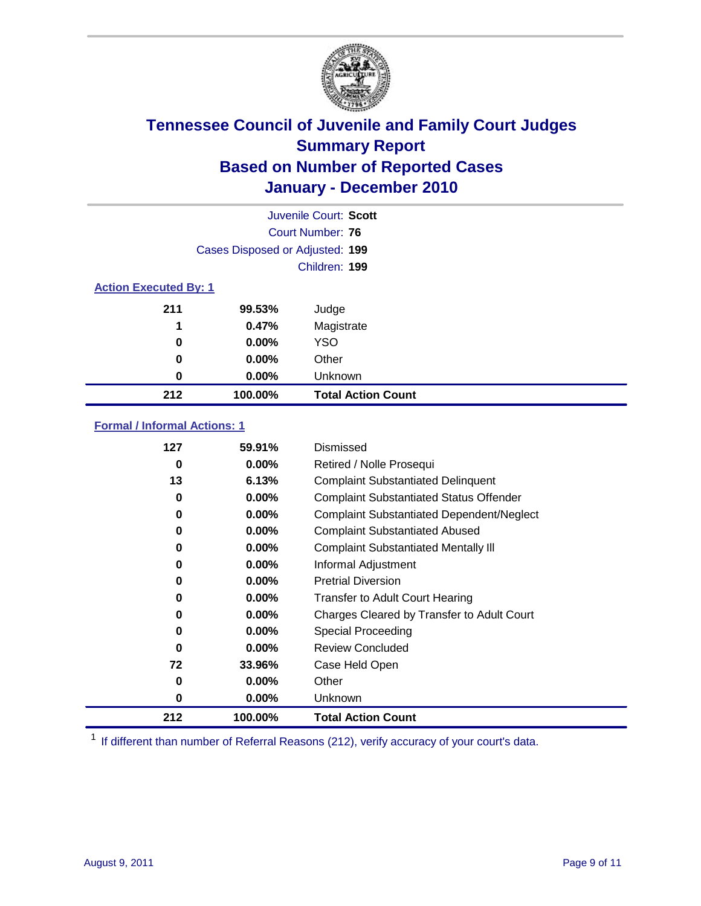# Tennessee Council of Juvenile and Family Court Judges
## Summary Report
## Based on Number of Reported Cases
## January - December 2010

Juvenile Court: **Scott**
Court Number: **76**
Cases Disposed or Adjusted: **199**
Children: **199**

### Action Executed By: 1

| Count | Percent | Action |
|---|---|---|
| 211 | 99.53% | Judge |
| 1 | 0.47% | Magistrate |
| 0 | 0.00% | YSO |
| 0 | 0.00% | Other |
| 0 | 0.00% | Unknown |
| **212** | **100.00%** | **Total Action Count** |

### Formal / Informal Actions: 1

| Count | Percent | Action |
|---|---|---|
| 127 | 59.91% | Dismissed |
| 0 | 0.00% | Retired / Nolle Prosequi |
| 13 | 6.13% | Complaint Substantiated Delinquent |
| 0 | 0.00% | Complaint Substantiated Status Offender |
| 0 | 0.00% | Complaint Substantiated Dependent/Neglect |
| 0 | 0.00% | Complaint Substantiated Abused |
| 0 | 0.00% | Complaint Substantiated Mentally Ill |
| 0 | 0.00% | Informal Adjustment |
| 0 | 0.00% | Pretrial Diversion |
| 0 | 0.00% | Transfer to Adult Court Hearing |
| 0 | 0.00% | Charges Cleared by Transfer to Adult Court |
| 0 | 0.00% | Special Proceeding |
| 0 | 0.00% | Review Concluded |
| 72 | 33.96% | Case Held Open |
| 0 | 0.00% | Other |
| 0 | 0.00% | Unknown |
| **212** | **100.00%** | **Total Action Count** |

[1] If different than number of Referral Reasons (212), verify accuracy of your court's data.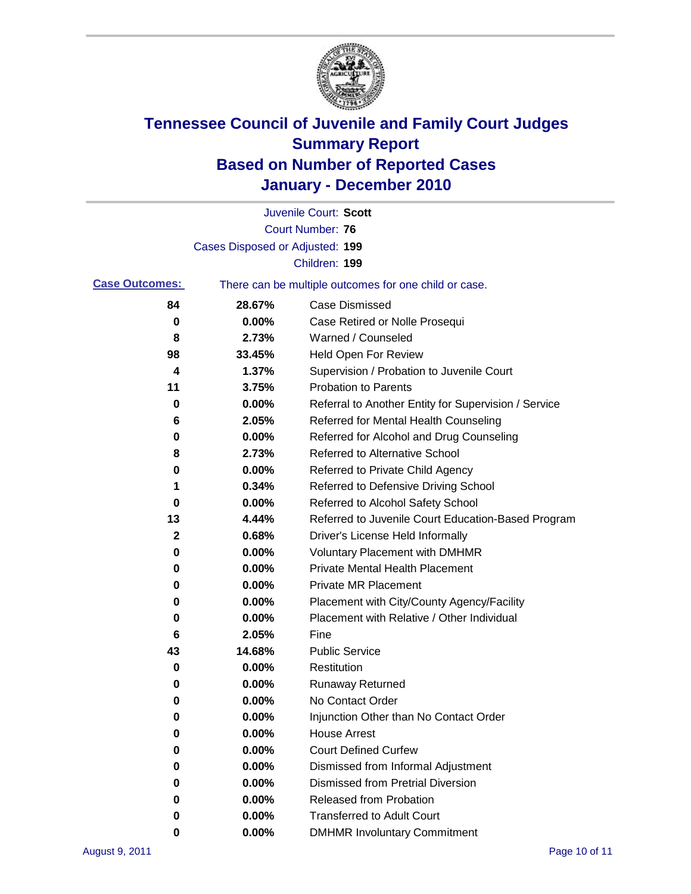# Tennessee Council of Juvenile and Family Court Judges
## Summary Report
## Based on Number of Reported Cases
## January - December 2010

Juvenile Court: **Scott**
Court Number: **76**
Cases Disposed or Adjusted: **199**
Children: **199**

**Case Outcomes:** There can be multiple outcomes for one child or case.

| Count | Percent | Outcome |
|---|---|---|
| **84** | **28.67%** | Case Dismissed |
| **0** | **0.00%** | Case Retired or Nolle Prosequi |
| **8** | **2.73%** | Warned / Counseled |
| **98** | **33.45%** | Held Open For Review |
| **4** | **1.37%** | Supervision / Probation to Juvenile Court |
| **11** | **3.75%** | Probation to Parents |
| **0** | **0.00%** | Referral to Another Entity for Supervision / Service |
| **6** | **2.05%** | Referred for Mental Health Counseling |
| **0** | **0.00%** | Referred for Alcohol and Drug Counseling |
| **8** | **2.73%** | Referred to Alternative School |
| **0** | **0.00%** | Referred to Private Child Agency |
| **1** | **0.34%** | Referred to Defensive Driving School |
| **0** | **0.00%** | Referred to Alcohol Safety School |
| **13** | **4.44%** | Referred to Juvenile Court Education-Based Program |
| **2** | **0.68%** | Driver's License Held Informally |
| **0** | **0.00%** | Voluntary Placement with DMHMR |
| **0** | **0.00%** | Private Mental Health Placement |
| **0** | **0.00%** | Private MR Placement |
| **0** | **0.00%** | Placement with City/County Agency/Facility |
| **0** | **0.00%** | Placement with Relative / Other Individual |
| **6** | **2.05%** | Fine |
| **43** | **14.68%** | Public Service |
| **0** | **0.00%** | Restitution |
| **0** | **0.00%** | Runaway Returned |
| **0** | **0.00%** | No Contact Order |
| **0** | **0.00%** | Injunction Other than No Contact Order |
| **0** | **0.00%** | House Arrest |
| **0** | **0.00%** | Court Defined Curfew |
| **0** | **0.00%** | Dismissed from Informal Adjustment |
| **0** | **0.00%** | Dismissed from Pretrial Diversion |
| **0** | **0.00%** | Released from Probation |
| **0** | **0.00%** | Transferred to Adult Court |
| **0** | **0.00%** | DMHMR Involuntary Commitment |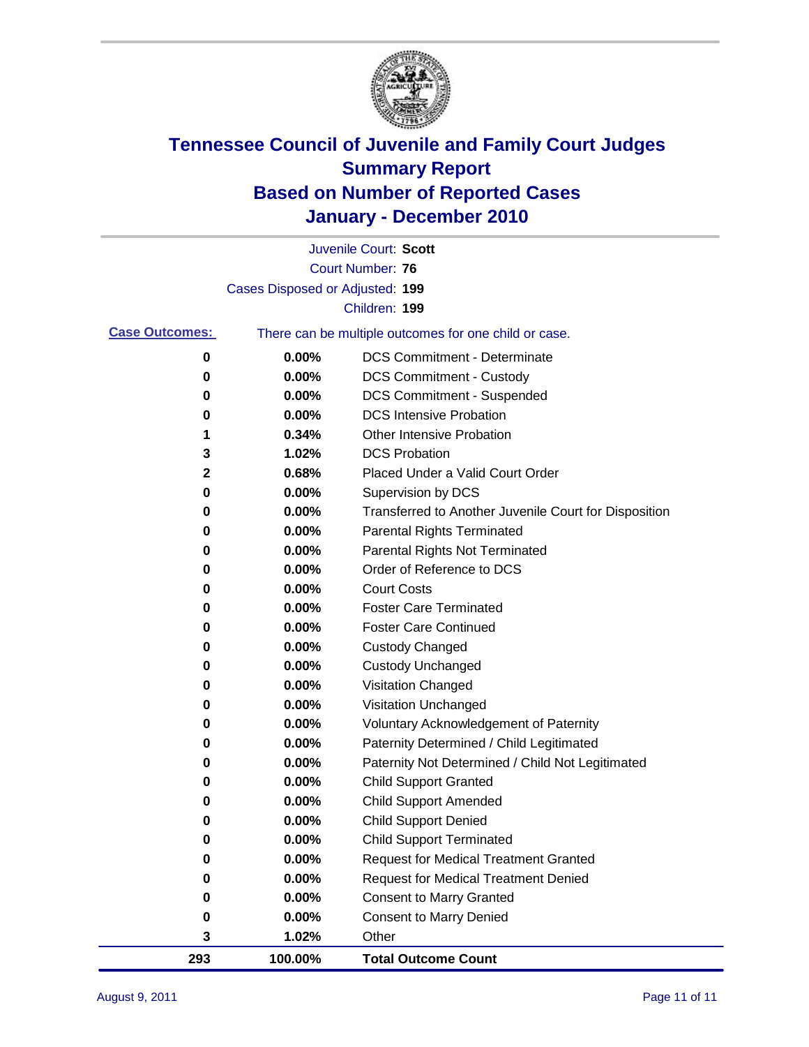# Tennessee Council of Juvenile and Family Court Judges
## Summary Report
## Based on Number of Reported Cases
## January - December 2010

Juvenile Court: **Scott**
Court Number: **76**
Cases Disposed or Adjusted: **199**
Children: **199**

**Case Outcomes:** There can be multiple outcomes for one child or case.

| | | |
|---|---|---|
| 0 | 0.00% | DCS Commitment - Determinate |
| 0 | 0.00% | DCS Commitment - Custody |
| 0 | 0.00% | DCS Commitment - Suspended |
| 0 | 0.00% | DCS Intensive Probation |
| 1 | 0.34% | Other Intensive Probation |
| 3 | 1.02% | DCS Probation |
| 2 | 0.68% | Placed Under a Valid Court Order |
| 0 | 0.00% | Supervision by DCS |
| 0 | 0.00% | Transferred to Another Juvenile Court for Disposition |
| 0 | 0.00% | Parental Rights Terminated |
| 0 | 0.00% | Parental Rights Not Terminated |
| 0 | 0.00% | Order of Reference to DCS |
| 0 | 0.00% | Court Costs |
| 0 | 0.00% | Foster Care Terminated |
| 0 | 0.00% | Foster Care Continued |
| 0 | 0.00% | Custody Changed |
| 0 | 0.00% | Custody Unchanged |
| 0 | 0.00% | Visitation Changed |
| 0 | 0.00% | Visitation Unchanged |
| 0 | 0.00% | Voluntary Acknowledgement of Paternity |
| 0 | 0.00% | Paternity Determined / Child Legitimated |
| 0 | 0.00% | Paternity Not Determined / Child Not Legitimated |
| 0 | 0.00% | Child Support Granted |
| 0 | 0.00% | Child Support Amended |
| 0 | 0.00% | Child Support Denied |
| 0 | 0.00% | Child Support Terminated |
| 0 | 0.00% | Request for Medical Treatment Granted |
| 0 | 0.00% | Request for Medical Treatment Denied |
| 0 | 0.00% | Consent to Marry Granted |
| 0 | 0.00% | Consent to Marry Denied |
| 3 | 1.02% | Other |
| **293** | **100.00%** | **Total Outcome Count** |